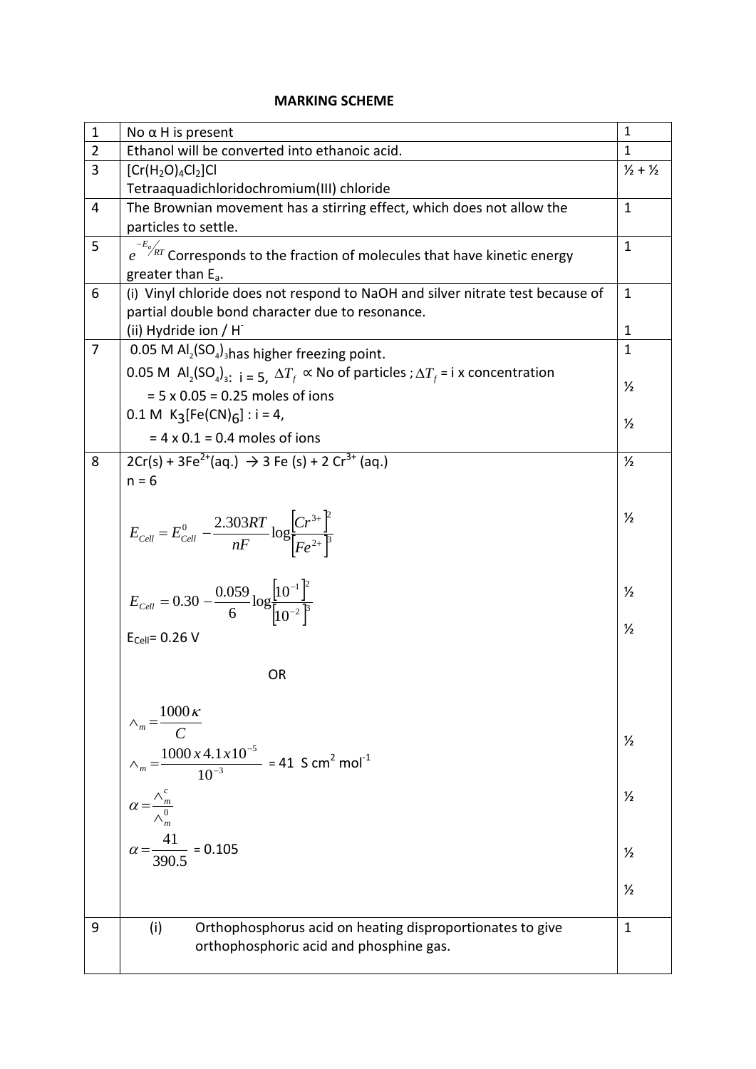## MARKING SCHEME

| | | |
|---|---|---|
| 1 | No α H is present | 1 |
| 2 | Ethanol will be converted into ethanoic acid. | 1 |
| 3 | $[Cr(H_2O)_4Cl_2]Cl$<br>Tetraaquadichloridochromium(III) chloride | ½ + ½ |
| 4 | The Brownian movement has a stirring effect, which does not allow the particles to settle. | 1 |
| 5 | $e^{-E_a/RT}$ Corresponds to the fraction of molecules that have kinetic energy greater than $E_a$. | 1 |
| 6 | (i) Vinyl chloride does not respond to NaOH and silver nitrate test because of partial double bond character due to resonance.<br>(ii) Hydride ion / $H^-$ | 1<br><br>1 |
| 7 | 0.05 M $Al_2(SO_4)_3$ has higher freezing point.<br>0.05 M $Al_2(SO_4)_3$: i = 5, $\Delta T_f \propto$ No of particles ; $\Delta T_f$ = i x concentration<br>= 5 x 0.05 = 0.25 moles of ions<br>0.1 M $K_3[Fe(CN)_6]$ : i = 4,<br>= 4 x 0.1 = 0.4 moles of ions | 1<br><br>½<br><br>½ |
| 8 | $2Cr(s) + 3Fe^{2+}(aq.) \rightarrow 3\,Fe\,(s) + 2\,Cr^{3+}\,(aq.)$<br>n = 6<br>$E_{Cell} = E^0_{Cell} - \frac{2.303RT}{nF}\log\frac{[Cr^{3+}]^2}{[Fe^{2+}]^3}$<br>$E_{Cell} = 0.30 - \frac{0.059}{6}\log\frac{[10^{-1}]^2}{[10^{-2}]^3}$<br>$E_{Cell}$= 0.26 V<br><br>OR<br><br>$\wedge_m = \frac{1000\kappa}{C}$<br>$\wedge_m = \frac{1000 \times 4.1 \times 10^{-5}}{10^{-3}}$ = 41 S cm² mol⁻¹<br>$\alpha = \frac{\wedge^c_m}{\wedge^0_m}$<br>$\alpha = \frac{41}{390.5}$ = 0.105 | ½<br><br>½<br><br>½<br><br>½<br><br><br><br>½<br><br>½<br><br>½<br><br>½ |
| 9 | (i) Orthophosphorus acid on heating disproportionates to give orthophosphoric acid and phosphine gas. | 1 |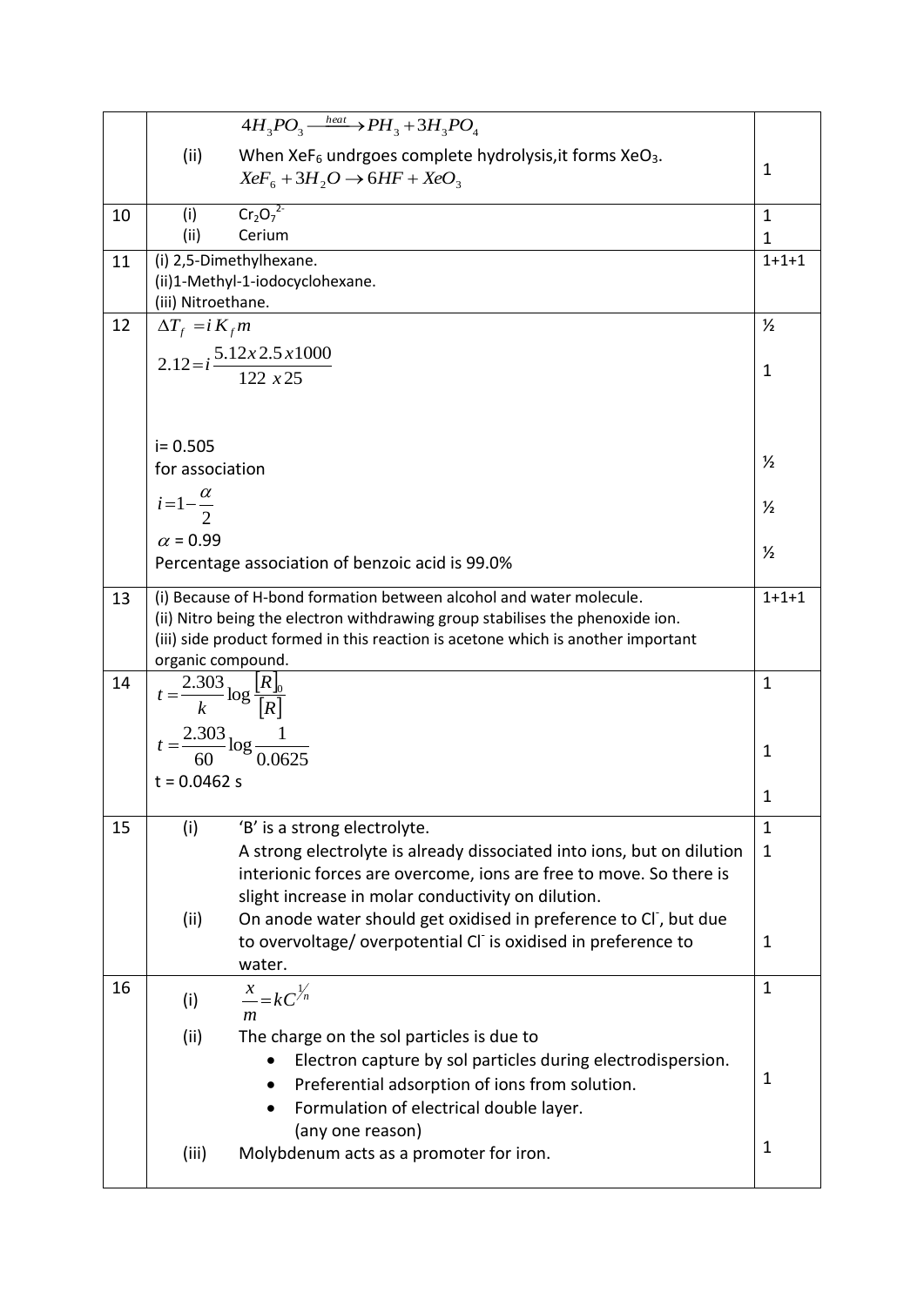| | | |
|---|---|---|
| | $4H_3PO_3 \xrightarrow{heat} PH_3 + 3H_3PO_4$<br>(ii) When $XeF_6$ undrgoes complete hydrolysis,it forms $XeO_3$.<br>$XeF_6 + 3H_2O \rightarrow 6HF + XeO_3$ | 1 |
| 10 | (i) $Cr_2O_7^{2-}$<br>(ii) Cerium | 1<br>1 |
| 11 | (i) 2,5-Dimethylhexane.<br>(ii)1-Methyl-1-iodocyclohexane.<br>(iii) Nitroethane. | 1+1+1 |
| 12 | $\Delta T_f = i K_f m$<br>$2.12 = i \dfrac{5.12x\,2.5\,x1000}{122\ x25}$<br>i= 0.505<br>for association<br>$i = 1 - \dfrac{\alpha}{2}$<br>$\alpha$ = 0.99<br>Percentage association of benzoic acid is 99.0% | ½<br>1<br>½<br>½<br>½ |
| 13 | (i) Because of H-bond formation between alcohol and water molecule.<br>(ii) Nitro being the electron withdrawing group stabilises the phenoxide ion.<br>(iii) side product formed in this reaction is acetone which is another important organic compound. | 1+1+1 |
| 14 | $t = \dfrac{2.303}{k} \log \dfrac{[R]_0}{[R]}$<br>$t = \dfrac{2.303}{60} \log \dfrac{1}{0.0625}$<br>t = 0.0462 s | 1<br>1<br>1 |
| 15 | (i) 'B' is a strong electrolyte.<br>A strong electrolyte is already dissociated into ions, but on dilution interionic forces are overcome, ions are free to move. So there is slight increase in molar conductivity on dilution.<br>(ii) On anode water should get oxidised in preference to $Cl^-$, but due to overvoltage/ overpotential $Cl^-$ is oxidised in preference to water. | 1<br>1<br>1 |
| 16 | (i) $\dfrac{x}{m} = kC^{1/n}$<br>(ii) The charge on the sol particles is due to<br>• Electron capture by sol particles during electrodispersion.<br>• Preferential adsorption of ions from solution.<br>• Formulation of electrical double layer.<br>(any one reason)<br>(iii) Molybdenum acts as a promoter for iron. | 1<br>1<br>1 |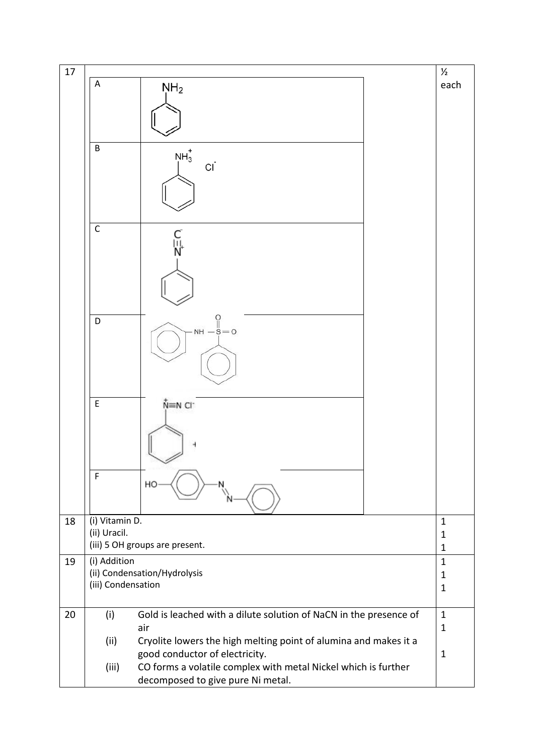| 17 | | | ½ each |
|---|---|---|---|
| | A | $C_6H_5NH_2$ | |
| | B | $C_6H_5NH_3^+ Cl^-$ | |
| | C | $C_6H_5N^+\equiv C^-$ | |
| | D | $C_6H_5NH-SO_2-C_6H_5$ | |
| | E | $C_6H_5\overset{+}{N}\equiv N Cl^-$ | |
| | F | $HO-C_6H_4-N=N-C_6H_5$ | |
| 18 | (i) Vitamin D.<br>(ii) Uracil.<br>(iii) 5 OH groups are present. | | 1<br>1<br>1 |
| 19 | (i) Addition<br>(ii) Condensation/Hydrolysis<br>(iii) Condensation | | 1<br>1<br>1 |
| 20 | (i) Gold is leached with a dilute solution of NaCN in the presence of air<br>(ii) Cryolite lowers the high melting point of alumina and makes it a good conductor of electricity.<br>(iii) CO forms a volatile complex with metal Nickel which is further decomposed to give pure Ni metal. | | 1<br>1<br>1 |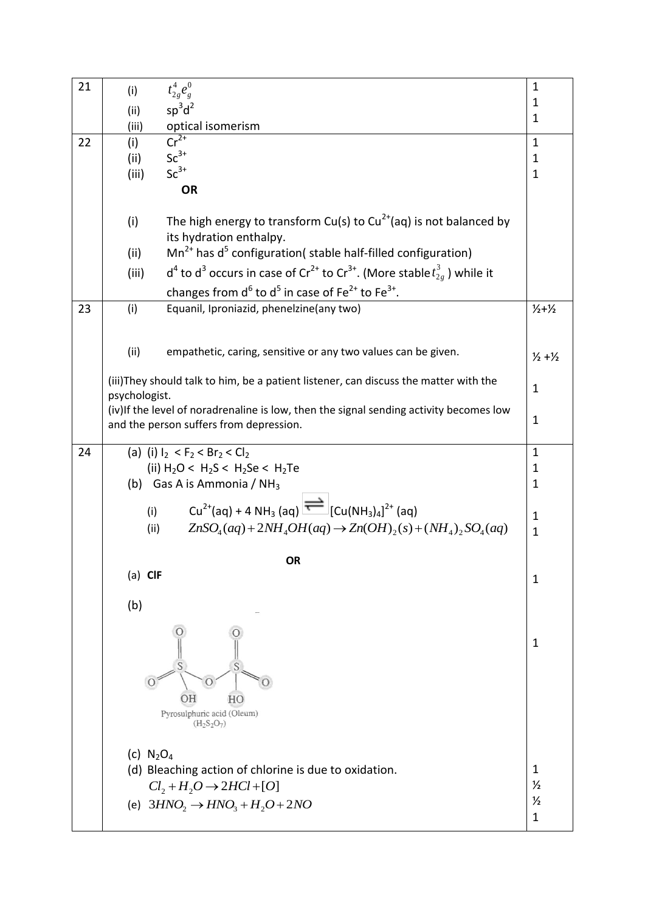| Q | Answer | Marks |
|---|---|---|
| 21 | (i) $t_{2g}^4 e_g^0$<br>(ii) $sp^3d^2$<br>(iii) optical isomerism | 1<br>1<br>1 |
| 22 | (i) $Cr^{2+}$<br>(ii) $Sc^{3+}$<br>(iii) $Sc^{3+}$<br>**OR**<br>(i) The high energy to transform Cu(s) to $Cu^{2+}$(aq) is not balanced by its hydration enthalpy.<br>(ii) $Mn^{2+}$ has $d^5$ configuration( stable half-filled configuration)<br>(iii) $d^4$ to $d^3$ occurs in case of $Cr^{2+}$ to $Cr^{3+}$. (More stable $t_{2g}^3$ ) while it changes from $d^6$ to $d^5$ in case of $Fe^{2+}$ to $Fe^{3+}$. | 1<br>1<br>1 |
| 23 | (i) Equanil, Iproniazid, phenelzine(any two)<br>(ii) empathetic, caring, sensitive or any two values can be given.<br>(iii)They should talk to him, be a patient listener, can discuss the matter with the psychologist.<br>(iv)If the level of noradrenaline is low, then the signal sending activity becomes low and the person suffers from depression. | ½+½<br>½ +½<br>1<br>1 |
| 24 | (a) (i) $I_2 < F_2 < Br_2 < Cl_2$<br>(ii) $H_2O < H_2S < H_2Se < H_2Te$<br>(b) Gas A is Ammonia / $NH_3$<br>(i) $Cu^{2+}(aq) + 4\,NH_3\,(aq) \rightleftharpoons [Cu(NH_3)_4]^{2+}\,(aq)$<br>(ii) $ZnSO_4(aq) + 2NH_4OH(aq) \rightarrow Zn(OH)_2(s) + (NH_4)_2SO_4(aq)$<br>**OR**<br>(a) **ClF**<br>(b) [Structure of Pyrosulphuric acid (Oleum) ($H_2S_2O_7$)]<br>(c) $N_2O_4$<br>(d) Bleaching action of chlorine is due to oxidation.<br>$Cl_2 + H_2O \rightarrow 2HCl + [O]$<br>(e) $3HNO_2 \rightarrow HNO_3 + H_2O + 2NO$ | 1<br>1<br>1<br>1<br>1<br>1<br>1<br>1<br>½<br>½<br>1 |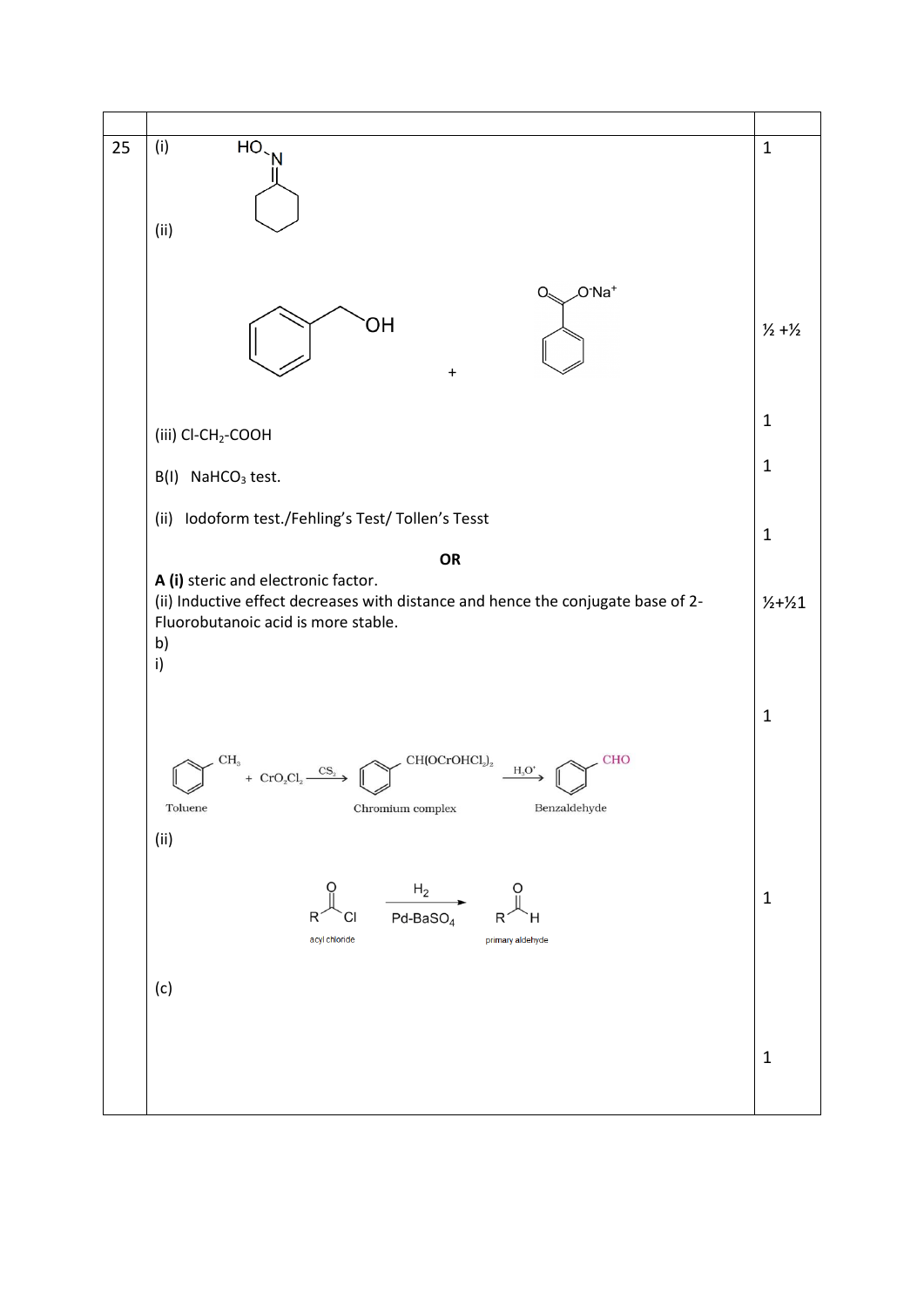| | | |
|---|---|---|
| 25 | (i) HO–N=cyclohexane (cyclohexanone oxime)<br><br>(ii) $C_6H_5CH_2OH$ + $C_6H_5COO^-Na^+$<br><br>(iii) Cl-$CH_2$-COOH<br><br>B(I) $NaHCO_3$ test.<br><br>(ii) Iodoform test./Fehling's Test/ Tollen's Tesst<br><br>**OR**<br><br>**A (i)** steric and electronic factor.<br>(ii) Inductive effect decreases with distance and hence the conjugate base of 2-Fluorobutanoic acid is more stable.<br>b)<br>i)<br><br>Toluene + $CrO_2Cl_2$ $\xrightarrow{CS_2}$ $C_6H_5CH(OCrOHCl_2)_2$ (Chromium complex) $\xrightarrow{H_3O^+}$ $C_6H_5CHO$ (Benzaldehyde)<br><br>(ii)<br><br>RCOCl (acyl chloride) $\xrightarrow[Pd\text{-}BaSO_4]{H_2}$ RCHO (primary aldehyde)<br><br>(c) | 1<br><br>½ +½<br><br>1<br><br>1<br><br>1<br><br>½+½1<br><br>1<br><br>1<br><br>1 |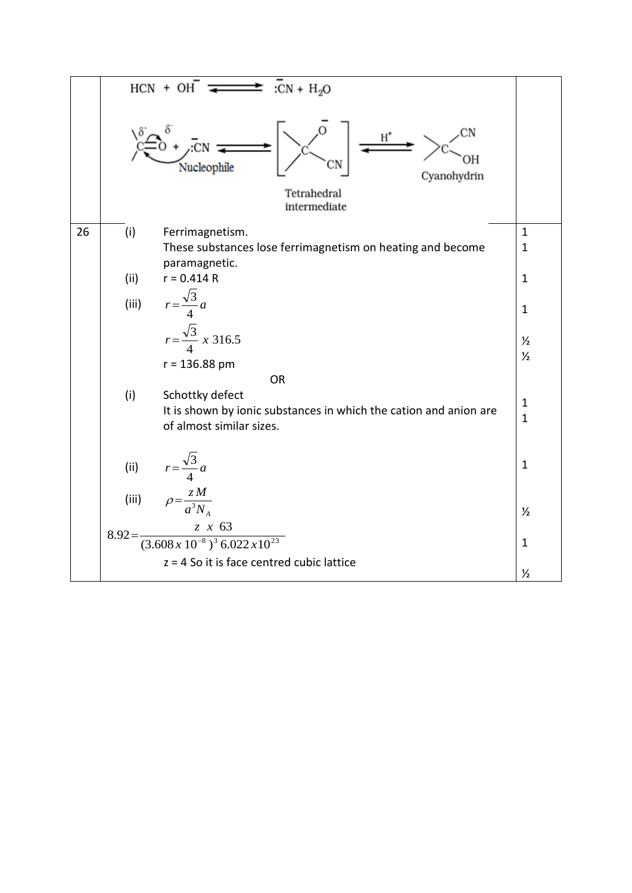| | | |
|---|---|---|
| | $HCN + OH^- \rightleftharpoons :\bar{C}N + H_2O$ <br><br> $\overset{\delta^+}{>C}=\overset{\delta^-}{O} + :\bar{C}N$ (Nucleophile) $\rightleftharpoons$ [Tetrahedral intermediate: $>C(O^-)(CN)$] $\underset{}{\overset{H^+}{\rightleftharpoons}}$ $>C(CN)(OH)$ (Cyanohydrin) | |
| 26 | (i) Ferrimagnetism.<br>These substances lose ferrimagnetism on heating and become paramagnetic.<br>(ii) r = 0.414 R<br>(iii) $r = \frac{\sqrt{3}}{4} a$<br>$r = \frac{\sqrt{3}}{4}\ x\ 316.5$<br>r = 136.88 pm<br>OR<br>(i) Schottky defect<br>It is shown by ionic substances in which the cation and anion are of almost similar sizes.<br>(ii) $r = \frac{\sqrt{3}}{4} a$<br>(iii) $\rho = \frac{zM}{a^3 N_A}$<br>$8.92 = \frac{z\ x\ 63}{(3.608\,x\,10^{-8})^3\ 6.022\,x 10^{23}}$<br>z = 4 So it is face centred cubic lattice | 1<br>1<br><br>1<br>1<br><br>½<br>½<br><br><br>1<br>1<br><br>1<br>½<br><br>1<br>½ |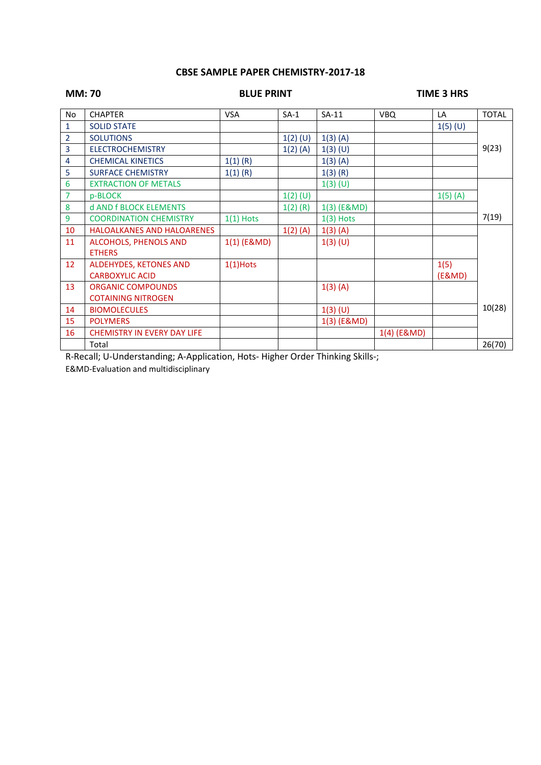# CBSE SAMPLE PAPER CHEMISTRY-2017-18

**MM: 70** **BLUE PRINT** **TIME 3 HRS**

| No | CHAPTER | VSA | SA-1 | SA-11 | VBQ | LA | TOTAL |
|---|---|---|---|---|---|---|---|
| 1 | SOLID STATE | | | | | 1(5) (U) | |
| 2 | SOLUTIONS | | 1(2) (U) | 1(3) (A) | | | 9(23) |
| 3 | ELECTROCHEMISTRY | | 1(2) (A) | 1(3) (U) | | | |
| 4 | CHEMICAL KINETICS | 1(1) (R) | | 1(3) (A) | | | |
| 5 | SURFACE CHEMISTRY | 1(1) (R) | | 1(3) (R) | | | |
| 6 | EXTRACTION OF METALS | | | 1(3) (U) | | | |
| 7 | p-BLOCK | | 1(2) (U) | | | 1(5) (A) | |
| 8 | d AND f BLOCK ELEMENTS | | 1(2) (R) | 1(3) (E&MD) | | | |
| 9 | COORDINATION CHEMISTRY | 1(1) Hots | | 1(3) Hots | | | 7(19) |
| 10 | HALOALKANES AND HALOARENES | | 1(2) (A) | 1(3) (A) | | | |
| 11 | ALCOHOLS, PHENOLS AND ETHERS | 1(1) (E&MD) | | 1(3) (U) | | | |
| 12 | ALDEHYDES, KETONES AND CARBOXYLIC ACID | 1(1)Hots | | | | 1(5) (E&MD) | |
| 13 | ORGANIC COMPOUNDS COTAINING NITROGEN | | | 1(3) (A) | | | |
| 14 | BIOMOLECULES | | | 1(3) (U) | | | 10(28) |
| 15 | POLYMERS | | | 1(3) (E&MD) | | | |
| 16 | CHEMISTRY IN EVERY DAY LIFE | | | | 1(4) (E&MD) | | |
| | Total | | | | | | 26(70) |

R-Recall; U-Understanding; A-Application, Hots- Higher Order Thinking Skills-;
E&MD-Evaluation and multidisciplinary